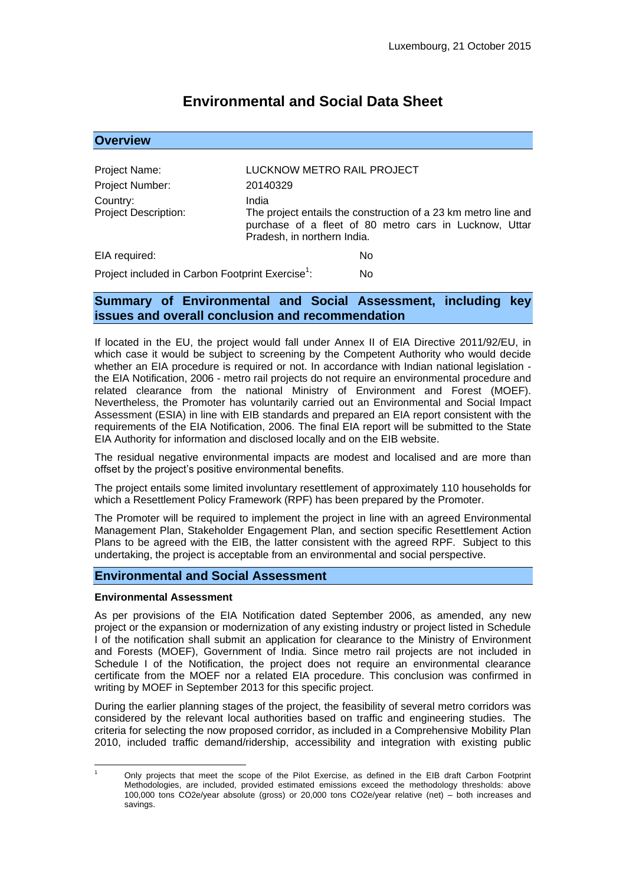Luxembourg, 21 October 2015

# Environmental and Social Data Sheet

## Overview

| | |
|---|---|
| Project Name: | LUCKNOW METRO RAIL PROJECT |
| Project Number: | 20140329 |
| Country: | India |
| Project Description: | The project entails the construction of a 23 km metro line and purchase of a fleet of 80 metro cars in Lucknow, Uttar Pradesh, in northern India. |
| EIA required: | No |
| Project included in Carbon Footprint Exercise[1]: | No |

## Summary of Environmental and Social Assessment, including key issues and overall conclusion and recommendation

If located in the EU, the project would fall under Annex II of EIA Directive 2011/92/EU, in which case it would be subject to screening by the Competent Authority who would decide whether an EIA procedure is required or not. In accordance with Indian national legislation - the EIA Notification, 2006 - metro rail projects do not require an environmental procedure and related clearance from the national Ministry of Environment and Forest (MOEF). Nevertheless, the Promoter has voluntarily carried out an Environmental and Social Impact Assessment (ESIA) in line with EIB standards and prepared an EIA report consistent with the requirements of the EIA Notification, 2006. The final EIA report will be submitted to the State EIA Authority for information and disclosed locally and on the EIB website.

The residual negative environmental impacts are modest and localised and are more than offset by the project's positive environmental benefits.

The project entails some limited involuntary resettlement of approximately 110 households for which a Resettlement Policy Framework (RPF) has been prepared by the Promoter.

The Promoter will be required to implement the project in line with an agreed Environmental Management Plan, Stakeholder Engagement Plan, and section specific Resettlement Action Plans to be agreed with the EIB, the latter consistent with the agreed RPF. Subject to this undertaking, the project is acceptable from an environmental and social perspective.

## Environmental and Social Assessment

### Environmental Assessment

As per provisions of the EIA Notification dated September 2006, as amended, any new project or the expansion or modernization of any existing industry or project listed in Schedule I of the notification shall submit an application for clearance to the Ministry of Environment and Forests (MOEF), Government of India. Since metro rail projects are not included in Schedule I of the Notification, the project does not require an environmental clearance certificate from the MOEF nor a related EIA procedure. This conclusion was confirmed in writing by MOEF in September 2013 for this specific project.

During the earlier planning stages of the project, the feasibility of several metro corridors was considered by the relevant local authorities based on traffic and engineering studies. The criteria for selecting the now proposed corridor, as included in a Comprehensive Mobility Plan 2010, included traffic demand/ridership, accessibility and integration with existing public

---

[1] Only projects that meet the scope of the Pilot Exercise, as defined in the EIB draft Carbon Footprint Methodologies, are included, provided estimated emissions exceed the methodology thresholds: above 100,000 tons CO2e/year absolute (gross) or 20,000 tons CO2e/year relative (net) – both increases and savings.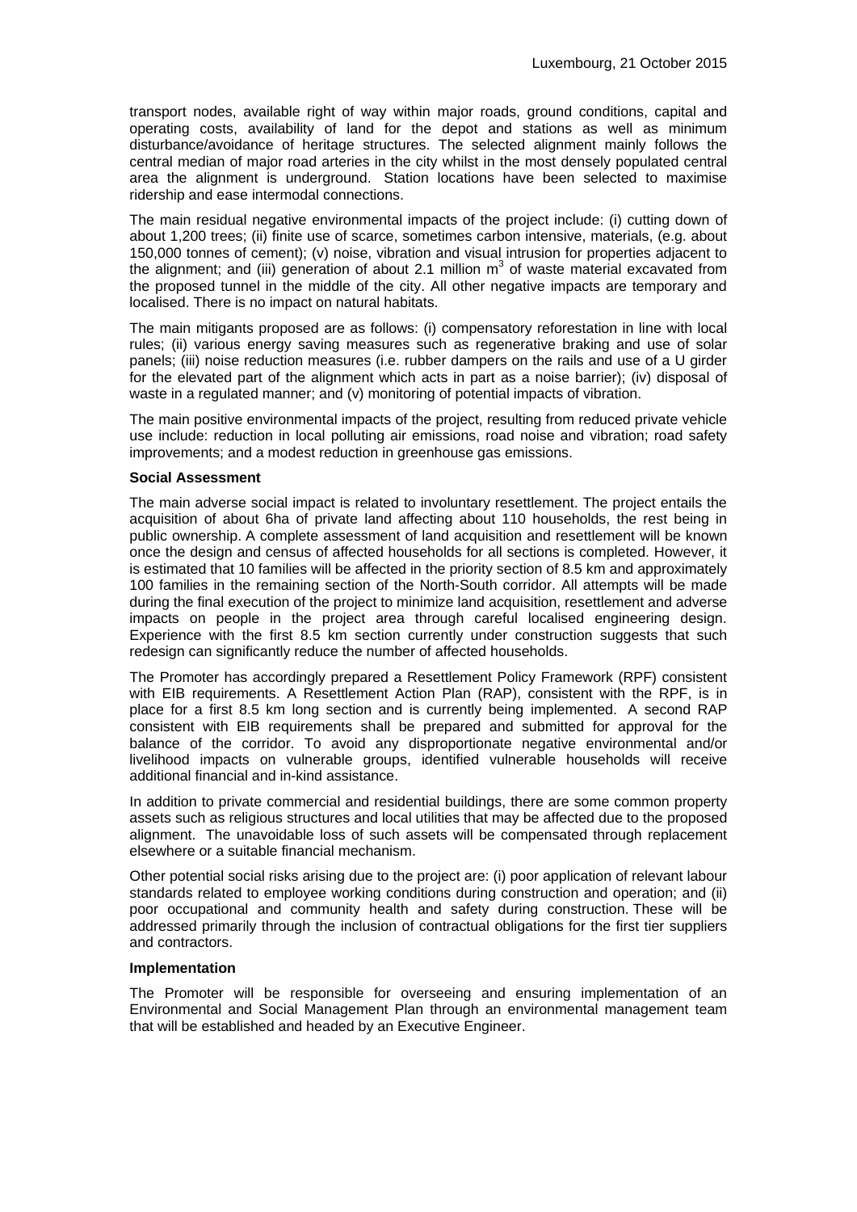transport nodes, available right of way within major roads, ground conditions, capital and operating costs, availability of land for the depot and stations as well as minimum disturbance/avoidance of heritage structures. The selected alignment mainly follows the central median of major road arteries in the city whilst in the most densely populated central area the alignment is underground. Station locations have been selected to maximise ridership and ease intermodal connections.

The main residual negative environmental impacts of the project include: (i) cutting down of about 1,200 trees; (ii) finite use of scarce, sometimes carbon intensive, materials, (e.g. about 150,000 tonnes of cement); (v) noise, vibration and visual intrusion for properties adjacent to the alignment; and (iii) generation of about 2.1 million $m^3$ of waste material excavated from the proposed tunnel in the middle of the city. All other negative impacts are temporary and localised. There is no impact on natural habitats.

The main mitigants proposed are as follows: (i) compensatory reforestation in line with local rules; (ii) various energy saving measures such as regenerative braking and use of solar panels; (iii) noise reduction measures (i.e. rubber dampers on the rails and use of a U girder for the elevated part of the alignment which acts in part as a noise barrier); (iv) disposal of waste in a regulated manner; and (v) monitoring of potential impacts of vibration.

The main positive environmental impacts of the project, resulting from reduced private vehicle use include: reduction in local polluting air emissions, road noise and vibration; road safety improvements; and a modest reduction in greenhouse gas emissions.

**Social Assessment**

The main adverse social impact is related to involuntary resettlement. The project entails the acquisition of about 6ha of private land affecting about 110 households, the rest being in public ownership. A complete assessment of land acquisition and resettlement will be known once the design and census of affected households for all sections is completed. However, it is estimated that 10 families will be affected in the priority section of 8.5 km and approximately 100 families in the remaining section of the North-South corridor. All attempts will be made during the final execution of the project to minimize land acquisition, resettlement and adverse impacts on people in the project area through careful localised engineering design. Experience with the first 8.5 km section currently under construction suggests that such redesign can significantly reduce the number of affected households.

The Promoter has accordingly prepared a Resettlement Policy Framework (RPF) consistent with EIB requirements. A Resettlement Action Plan (RAP), consistent with the RPF, is in place for a first 8.5 km long section and is currently being implemented. A second RAP consistent with EIB requirements shall be prepared and submitted for approval for the balance of the corridor. To avoid any disproportionate negative environmental and/or livelihood impacts on vulnerable groups, identified vulnerable households will receive additional financial and in-kind assistance.

In addition to private commercial and residential buildings, there are some common property assets such as religious structures and local utilities that may be affected due to the proposed alignment. The unavoidable loss of such assets will be compensated through replacement elsewhere or a suitable financial mechanism.

Other potential social risks arising due to the project are: (i) poor application of relevant labour standards related to employee working conditions during construction and operation; and (ii) poor occupational and community health and safety during construction. These will be addressed primarily through the inclusion of contractual obligations for the first tier suppliers and contractors.

**Implementation**

The Promoter will be responsible for overseeing and ensuring implementation of an Environmental and Social Management Plan through an environmental management team that will be established and headed by an Executive Engineer.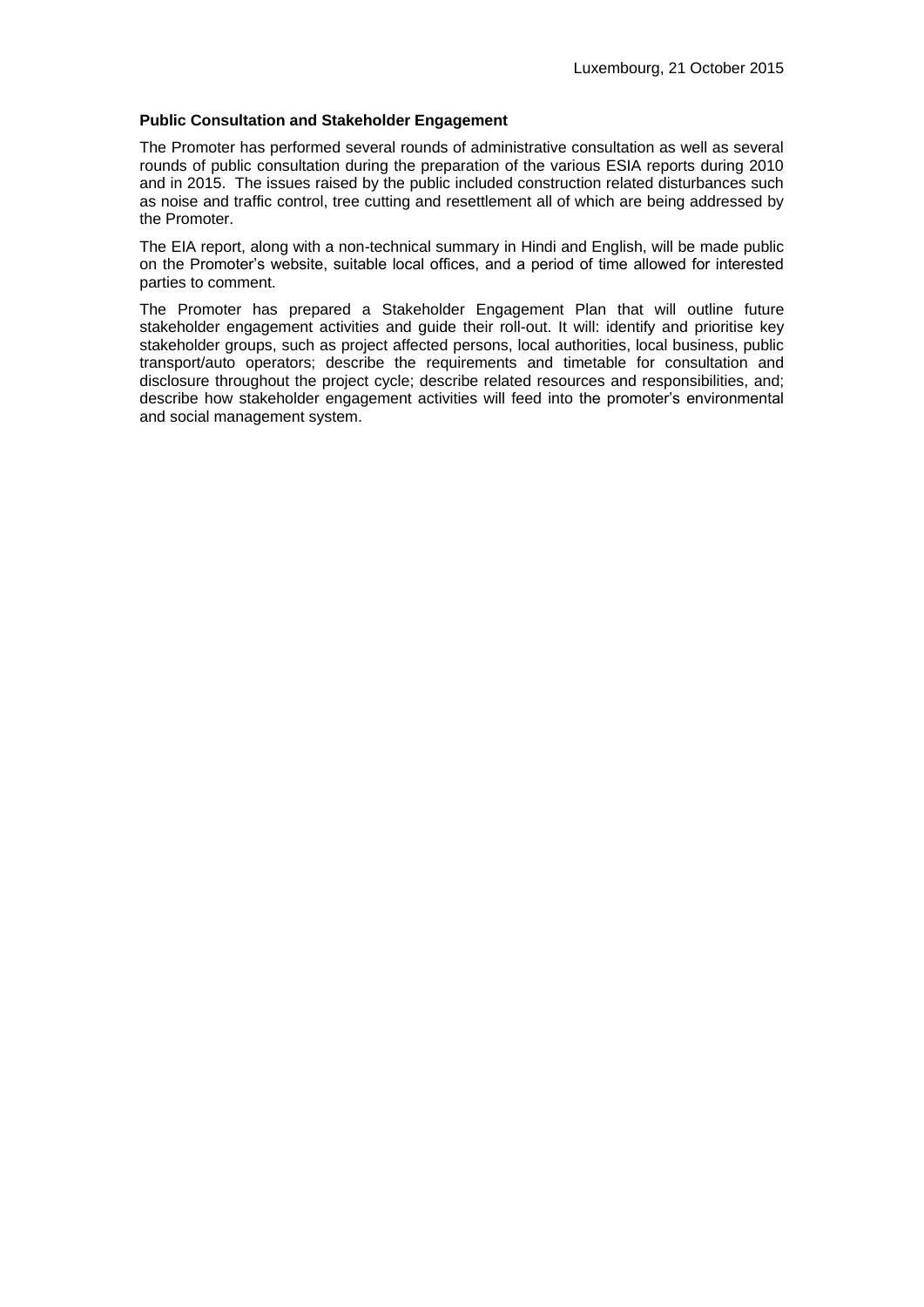Luxembourg, 21 October 2015

**Public Consultation and Stakeholder Engagement**

The Promoter has performed several rounds of administrative consultation as well as several rounds of public consultation during the preparation of the various ESIA reports during 2010 and in 2015. The issues raised by the public included construction related disturbances such as noise and traffic control, tree cutting and resettlement all of which are being addressed by the Promoter.

The EIA report, along with a non-technical summary in Hindi and English, will be made public on the Promoter's website, suitable local offices, and a period of time allowed for interested parties to comment.

The Promoter has prepared a Stakeholder Engagement Plan that will outline future stakeholder engagement activities and guide their roll-out. It will: identify and prioritise key stakeholder groups, such as project affected persons, local authorities, local business, public transport/auto operators; describe the requirements and timetable for consultation and disclosure throughout the project cycle; describe related resources and responsibilities, and; describe how stakeholder engagement activities will feed into the promoter's environmental and social management system.